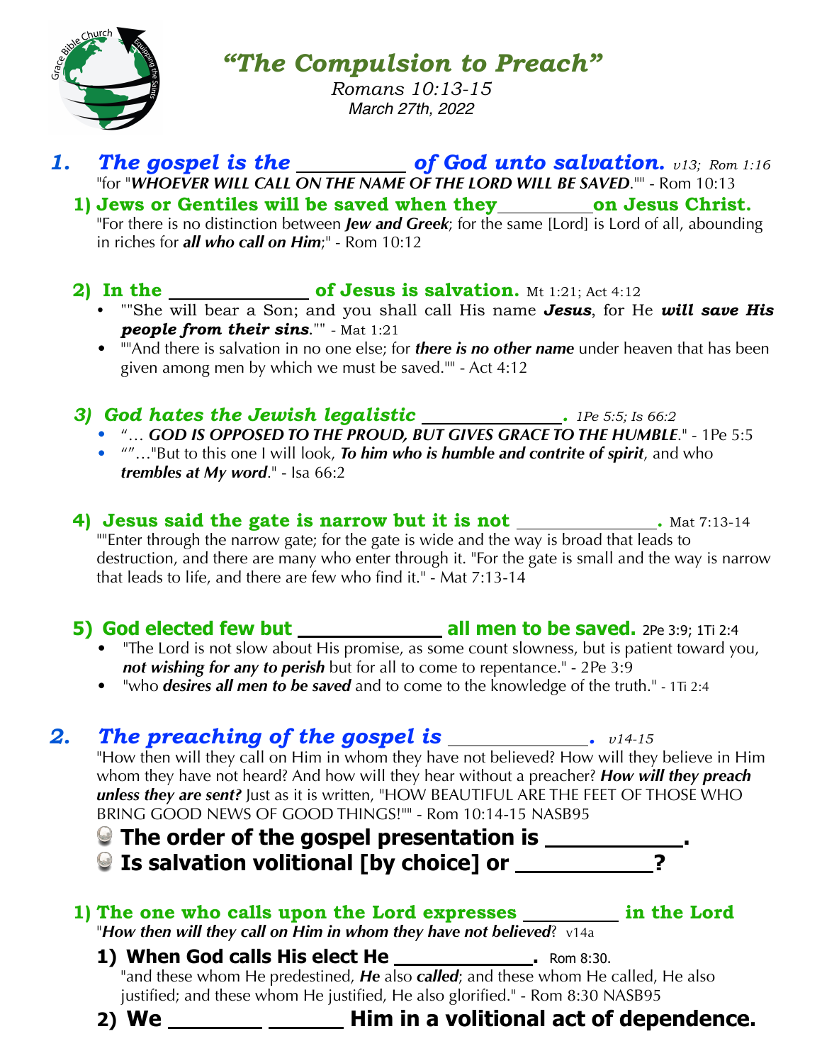# *"The Compulsion to Preach"*

*Romans 10:13-15*
*March 27th, 2022*

## *1. The gospel is the __________ of God unto salvation.* *v13; Rom 1:16*

"for "***WHOEVER WILL CALL ON THE NAME OF THE LORD WILL BE SAVED***."" - Rom 10:13

### 1) Jews or Gentiles will be saved when they__________on Jesus Christ.

"For there is no distinction between ***Jew and Greek***; for the same [Lord] is Lord of all, abounding in riches for ***all who call on Him***;" - Rom 10:12

### 2) In the ______________ of Jesus is salvation. Mt 1:21; Act 4:12

- ""She will bear a Son; and you shall call His name ***Jesus***, for He ***will save His people from their sins***."" - Mat 1:21
- ""And there is salvation in no one else; for ***there is no other name*** under heaven that has been given among men by which we must be saved."" - Act 4:12

### *3) God hates the Jewish legalistic ______________.* *1Pe 5:5; Is 66:2*

- "… ***GOD IS OPPOSED TO THE PROUD, BUT GIVES GRACE TO THE HUMBLE***." - 1Pe 5:5
- ""…"But to this one I will look, ***To him who is humble and contrite of spirit***, and who ***trembles at My word***." - Isa 66:2

### 4) Jesus said the gate is narrow but it is not ______________. Mat 7:13-14

""Enter through the narrow gate; for the gate is wide and the way is broad that leads to destruction, and there are many who enter through it. "For the gate is small and the way is narrow that leads to life, and there are few who find it." - Mat 7:13-14

### 5) God elected few but ______________ all men to be saved. 2Pe 3:9; 1Ti 2:4

- "The Lord is not slow about His promise, as some count slowness, but is patient toward you, ***not wishing for any to perish*** but for all to come to repentance." - 2Pe 3:9
- "who ***desires all men to be saved*** and to come to the knowledge of the truth." - 1Ti 2:4

## *2. The preaching of the gospel is ______________.* *v14-15*

"How then will they call on Him in whom they have not believed? How will they believe in Him whom they have not heard? And how will they hear without a preacher? ***How will they preach unless they are sent?*** Just as it is written, "HOW BEAUTIFUL ARE THE FEET OF THOSE WHO BRING GOOD NEWS OF GOOD THINGS!"" - Rom 10:14-15 NASB95

- **The order of the gospel presentation is ___________.**
- **Is salvation volitional [by choice] or ___________?**

### 1) The one who calls upon the Lord expresses _________ in the Lord

"***How then will they call on Him in whom they have not believed***? v14a

**1) When God calls His elect He ____________.** Rom 8:30.

"and these whom He predestined, ***He*** also ***called***; and these whom He called, He also justified; and these whom He justified, He also glorified." - Rom 8:30 NASB95

**2) We ________ ______ Him in a volitional act of dependence.**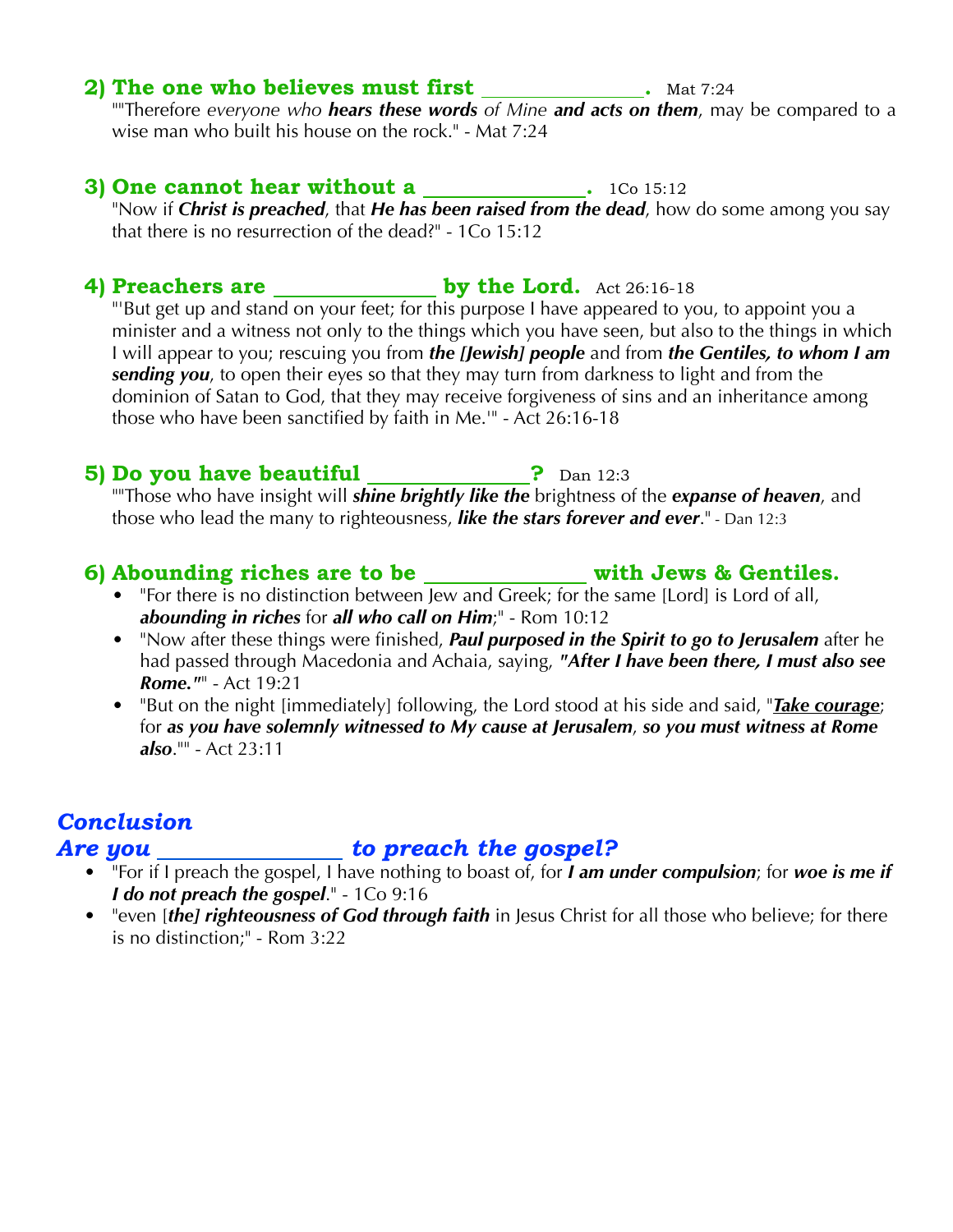### 2) The one who believes must first _______________. Mat 7:24

""Therefore *everyone who* ***hears these words*** *of Mine* ***and acts on them***, may be compared to a wise man who built his house on the rock." - Mat 7:24

### 3) One cannot hear without a ______________. 1Co 15:12

"Now if ***Christ is preached***, that ***He has been raised from the dead***, how do some among you say that there is no resurrection of the dead?" - 1Co 15:12

### 4) Preachers are ______________ by the Lord. Act 26:16-18

"'But get up and stand on your feet; for this purpose I have appeared to you, to appoint you a minister and a witness not only to the things which you have seen, but also to the things in which I will appear to you; rescuing you from ***the [Jewish] people*** and from ***the Gentiles, to whom I am sending you***, to open their eyes so that they may turn from darkness to light and from the dominion of Satan to God, that they may receive forgiveness of sins and an inheritance among those who have been sanctified by faith in Me.'" - Act 26:16-18

### 5) Do you have beautiful ______________? Dan 12:3

""Those who have insight will ***shine brightly like the*** brightness of the ***expanse of heaven***, and those who lead the many to righteousness, ***like the stars forever and ever***." - Dan 12:3

### 6) Abounding riches are to be ______________ with Jews & Gentiles.

- "For there is no distinction between Jew and Greek; for the same [Lord] is Lord of all, ***abounding in riches*** for ***all who call on Him***;" - Rom 10:12
- "Now after these things were finished, ***Paul purposed in the Spirit to go to Jerusalem*** after he had passed through Macedonia and Achaia, saying, ***"After I have been there, I must also see Rome."***" - Act 19:21
- "But on the night [immediately] following, the Lord stood at his side and said, "***<u>Take courage</u>***; for ***as you have solemnly witnessed to My cause at Jerusalem***, ***so you must witness at Rome also***."" - Act 23:11

## *Conclusion*

## *Are you ________________ to preach the gospel?*

- "For if I preach the gospel, I have nothing to boast of, for ***I am under compulsion***; for ***woe is me if I do not preach the gospel***." - 1Co 9:16
- "even [***the] righteousness of God through faith*** in Jesus Christ for all those who believe; for there is no distinction;" - Rom 3:22